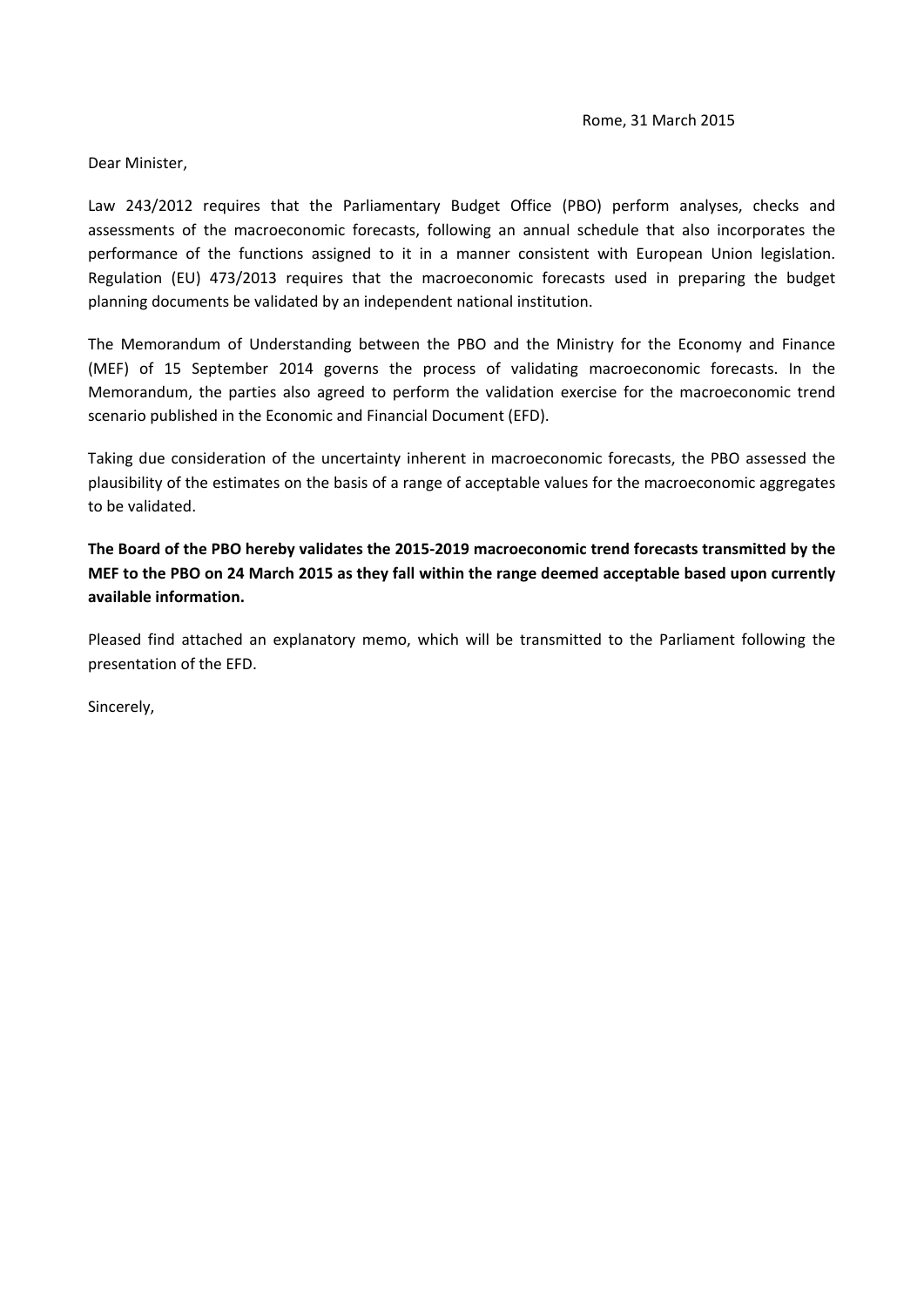Rome, 31 March 2015

Dear Minister,

Law 243/2012 requires that the Parliamentary Budget Office (PBO) perform analyses, checks and assessments of the macroeconomic forecasts, following an annual schedule that also incorporates the performance of the functions assigned to it in a manner consistent with European Union legislation. Regulation (EU) 473/2013 requires that the macroeconomic forecasts used in preparing the budget planning documents be validated by an independent national institution.

The Memorandum of Understanding between the PBO and the Ministry for the Economy and Finance (MEF) of 15 September 2014 governs the process of validating macroeconomic forecasts. In the Memorandum, the parties also agreed to perform the validation exercise for the macroeconomic trend scenario published in the Economic and Financial Document (EFD).

Taking due consideration of the uncertainty inherent in macroeconomic forecasts, the PBO assessed the plausibility of the estimates on the basis of a range of acceptable values for the macroeconomic aggregates to be validated.

**The Board of the PBO hereby validates the 2015-2019 macroeconomic trend forecasts transmitted by the MEF to the PBO on 24 March 2015 as they fall within the range deemed acceptable based upon currently available information.**

Pleased find attached an explanatory memo, which will be transmitted to the Parliament following the presentation of the EFD.

Sincerely,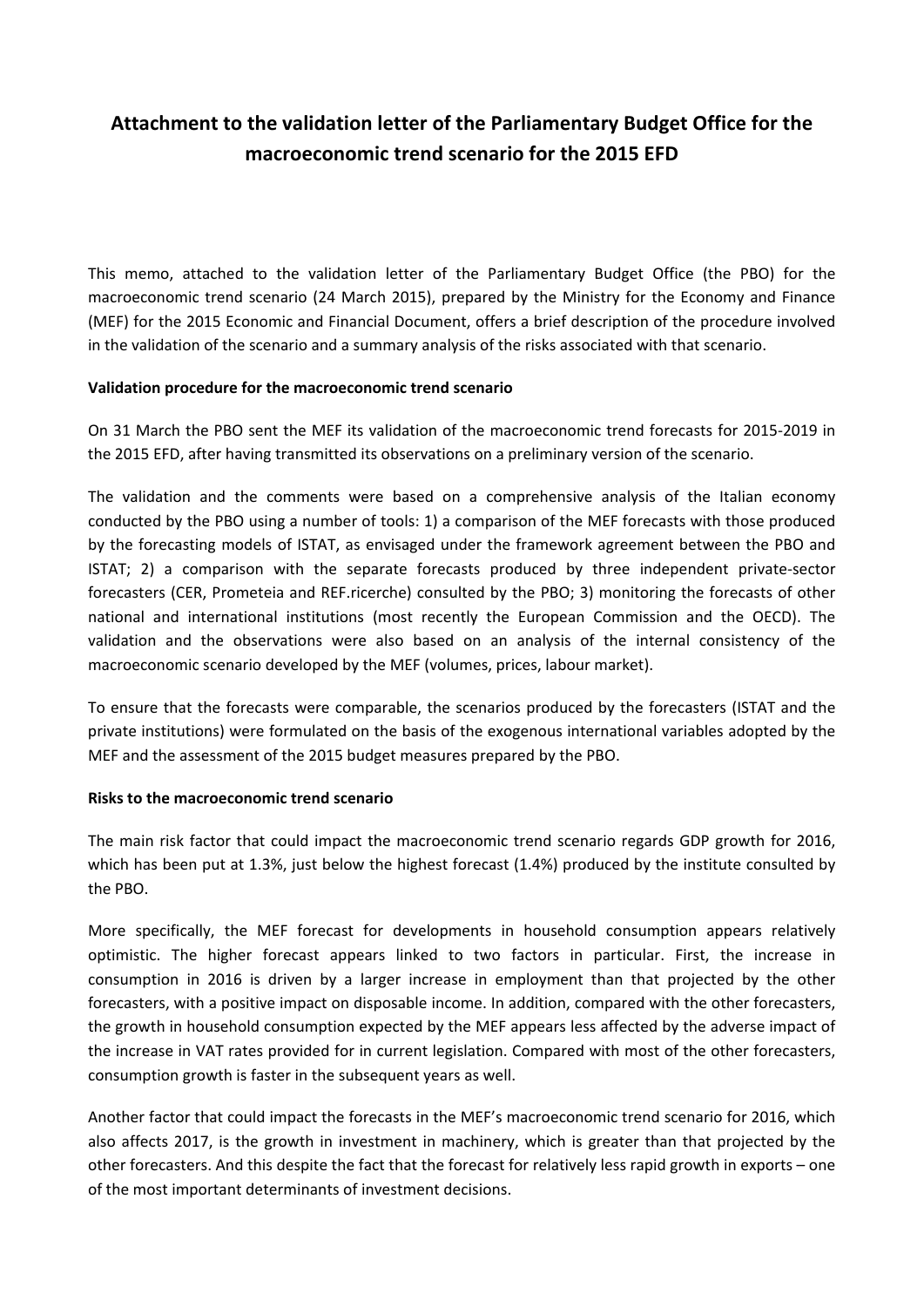# Attachment to the validation letter of the Parliamentary Budget Office for the macroeconomic trend scenario for the 2015 EFD

This memo, attached to the validation letter of the Parliamentary Budget Office (the PBO) for the macroeconomic trend scenario (24 March 2015), prepared by the Ministry for the Economy and Finance (MEF) for the 2015 Economic and Financial Document, offers a brief description of the procedure involved in the validation of the scenario and a summary analysis of the risks associated with that scenario.

**Validation procedure for the macroeconomic trend scenario**

On 31 March the PBO sent the MEF its validation of the macroeconomic trend forecasts for 2015-2019 in the 2015 EFD, after having transmitted its observations on a preliminary version of the scenario.

The validation and the comments were based on a comprehensive analysis of the Italian economy conducted by the PBO using a number of tools: 1) a comparison of the MEF forecasts with those produced by the forecasting models of ISTAT, as envisaged under the framework agreement between the PBO and ISTAT; 2) a comparison with the separate forecasts produced by three independent private-sector forecasters (CER, Prometeia and REF.ricerche) consulted by the PBO; 3) monitoring the forecasts of other national and international institutions (most recently the European Commission and the OECD). The validation and the observations were also based on an analysis of the internal consistency of the macroeconomic scenario developed by the MEF (volumes, prices, labour market).

To ensure that the forecasts were comparable, the scenarios produced by the forecasters (ISTAT and the private institutions) were formulated on the basis of the exogenous international variables adopted by the MEF and the assessment of the 2015 budget measures prepared by the PBO.

**Risks to the macroeconomic trend scenario**

The main risk factor that could impact the macroeconomic trend scenario regards GDP growth for 2016, which has been put at 1.3%, just below the highest forecast (1.4%) produced by the institute consulted by the PBO.

More specifically, the MEF forecast for developments in household consumption appears relatively optimistic. The higher forecast appears linked to two factors in particular. First, the increase in consumption in 2016 is driven by a larger increase in employment than that projected by the other forecasters, with a positive impact on disposable income. In addition, compared with the other forecasters, the growth in household consumption expected by the MEF appears less affected by the adverse impact of the increase in VAT rates provided for in current legislation. Compared with most of the other forecasters, consumption growth is faster in the subsequent years as well.

Another factor that could impact the forecasts in the MEF's macroeconomic trend scenario for 2016, which also affects 2017, is the growth in investment in machinery, which is greater than that projected by the other forecasters. And this despite the fact that the forecast for relatively less rapid growth in exports – one of the most important determinants of investment decisions.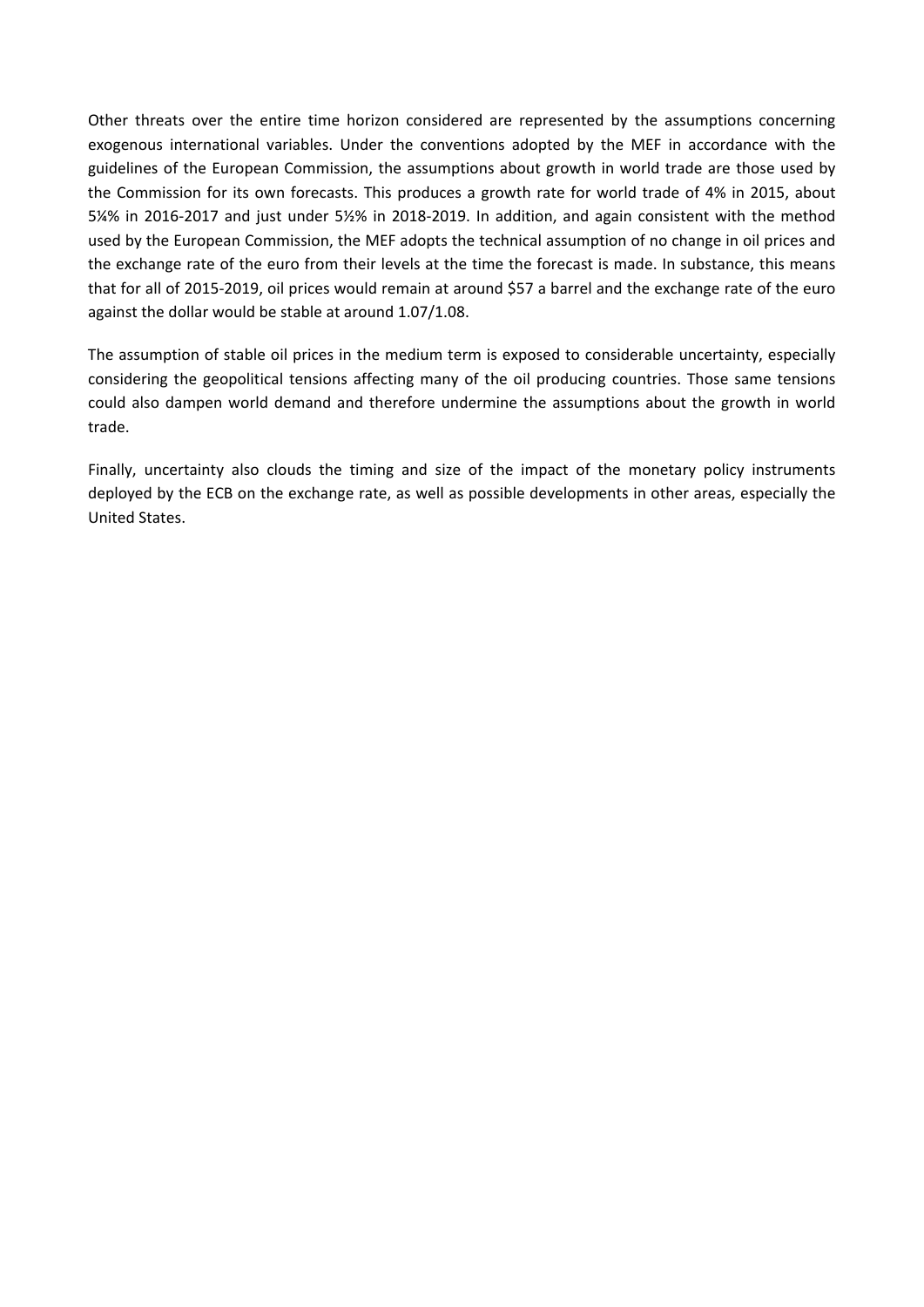Other threats over the entire time horizon considered are represented by the assumptions concerning exogenous international variables. Under the conventions adopted by the MEF in accordance with the guidelines of the European Commission, the assumptions about growth in world trade are those used by the Commission for its own forecasts. This produces a growth rate for world trade of 4% in 2015, about 5¼% in 2016-2017 and just under 5½% in 2018-2019. In addition, and again consistent with the method used by the European Commission, the MEF adopts the technical assumption of no change in oil prices and the exchange rate of the euro from their levels at the time the forecast is made. In substance, this means that for all of 2015-2019, oil prices would remain at around $57 a barrel and the exchange rate of the euro against the dollar would be stable at around 1.07/1.08.

The assumption of stable oil prices in the medium term is exposed to considerable uncertainty, especially considering the geopolitical tensions affecting many of the oil producing countries. Those same tensions could also dampen world demand and therefore undermine the assumptions about the growth in world trade.

Finally, uncertainty also clouds the timing and size of the impact of the monetary policy instruments deployed by the ECB on the exchange rate, as well as possible developments in other areas, especially the United States.